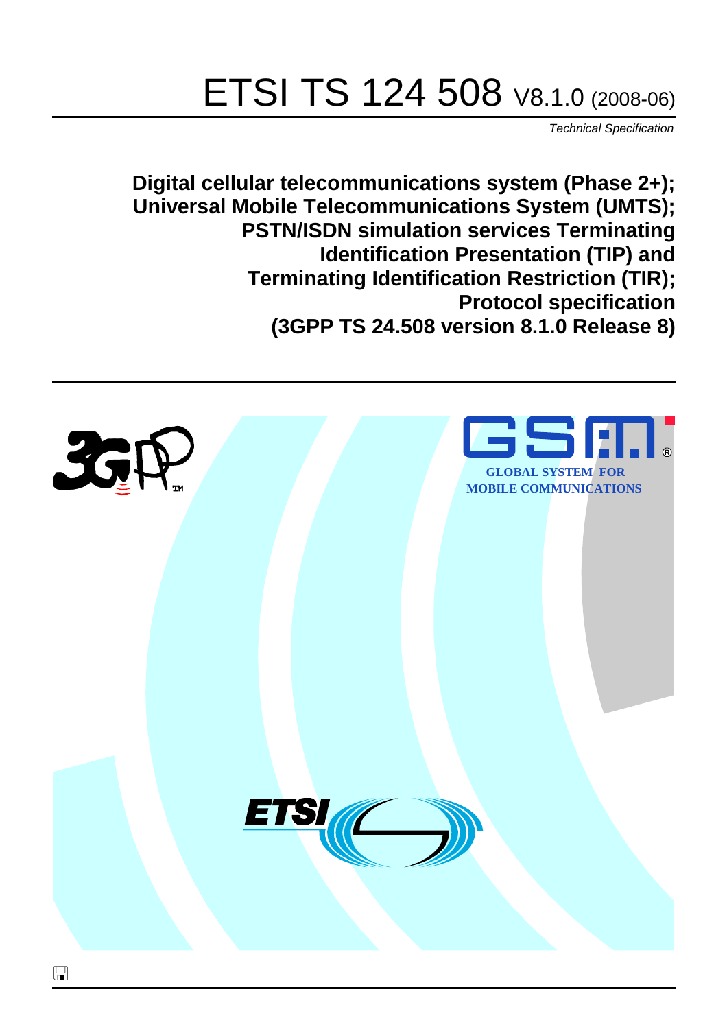# ETSI TS 124 508 V8.1.0 (2008-06)

*Technical Specification*

**Digital cellular telecommunications system (Phase 2+);
Universal Mobile Telecommunications System (UMTS);
PSTN/ISDN simulation services Terminating
Identification Presentation (TIP) and
Terminating Identification Restriction (TIR);
Protocol specification
(3GPP TS 24.508 version 8.1.0 Release 8)**

GLOBAL SYSTEM FOR
MOBILE COMMUNICATIONS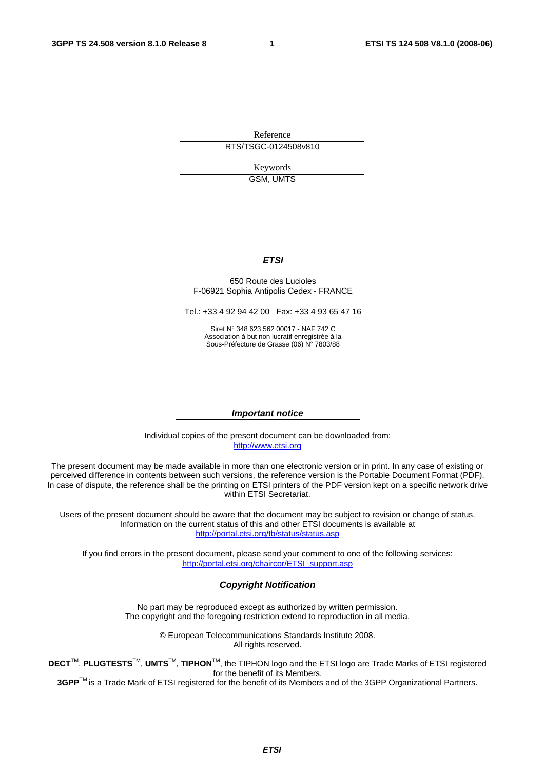Reference

RTS/TSGC-0124508v810

Keywords

GSM, UMTS

***ETSI***

650 Route des Lucioles
F-06921 Sophia Antipolis Cedex - FRANCE

Tel.: +33 4 92 94 42 00 Fax: +33 4 93 65 47 16

Siret N° 348 623 562 00017 - NAF 742 C
Association à but non lucratif enregistrée à la
Sous-Préfecture de Grasse (06) N° 7803/88

***Important notice***

Individual copies of the present document can be downloaded from:
http://www.etsi.org

The present document may be made available in more than one electronic version or in print. In any case of existing or perceived difference in contents between such versions, the reference version is the Portable Document Format (PDF). In case of dispute, the reference shall be the printing on ETSI printers of the PDF version kept on a specific network drive within ETSI Secretariat.

Users of the present document should be aware that the document may be subject to revision or change of status. Information on the current status of this and other ETSI documents is available at
http://portal.etsi.org/tb/status/status.asp

If you find errors in the present document, please send your comment to one of the following services:
http://portal.etsi.org/chaircor/ETSI_support.asp

***Copyright Notification***

No part may be reproduced except as authorized by written permission.
The copyright and the foregoing restriction extend to reproduction in all media.

© European Telecommunications Standards Institute 2008.
All rights reserved.

**DECT**™, **PLUGTESTS**™, **UMTS**™, **TIPHON**™, the TIPHON logo and the ETSI logo are Trade Marks of ETSI registered for the benefit of its Members.
**3GPP**™ is a Trade Mark of ETSI registered for the benefit of its Members and of the 3GPP Organizational Partners.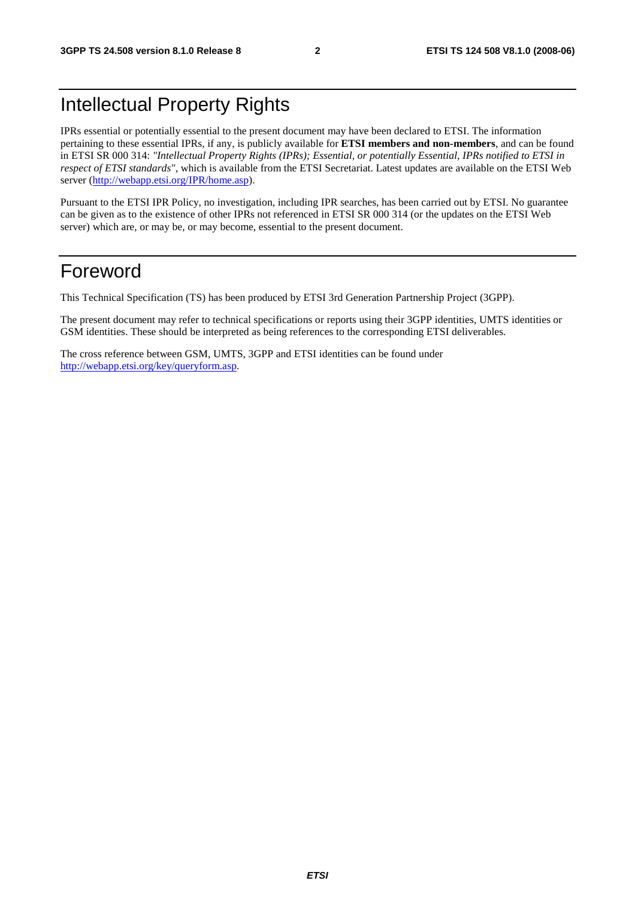# Intellectual Property Rights

IPRs essential or potentially essential to the present document may have been declared to ETSI. The information pertaining to these essential IPRs, if any, is publicly available for **ETSI members and non-members**, and can be found in ETSI SR 000 314: *"Intellectual Property Rights (IPRs); Essential, or potentially Essential, IPRs notified to ETSI in respect of ETSI standards"*, which is available from the ETSI Secretariat. Latest updates are available on the ETSI Web server (http://webapp.etsi.org/IPR/home.asp).

Pursuant to the ETSI IPR Policy, no investigation, including IPR searches, has been carried out by ETSI. No guarantee can be given as to the existence of other IPRs not referenced in ETSI SR 000 314 (or the updates on the ETSI Web server) which are, or may be, or may become, essential to the present document.

# Foreword

This Technical Specification (TS) has been produced by ETSI 3rd Generation Partnership Project (3GPP).

The present document may refer to technical specifications or reports using their 3GPP identities, UMTS identities or GSM identities. These should be interpreted as being references to the corresponding ETSI deliverables.

The cross reference between GSM, UMTS, 3GPP and ETSI identities can be found under http://webapp.etsi.org/key/queryform.asp.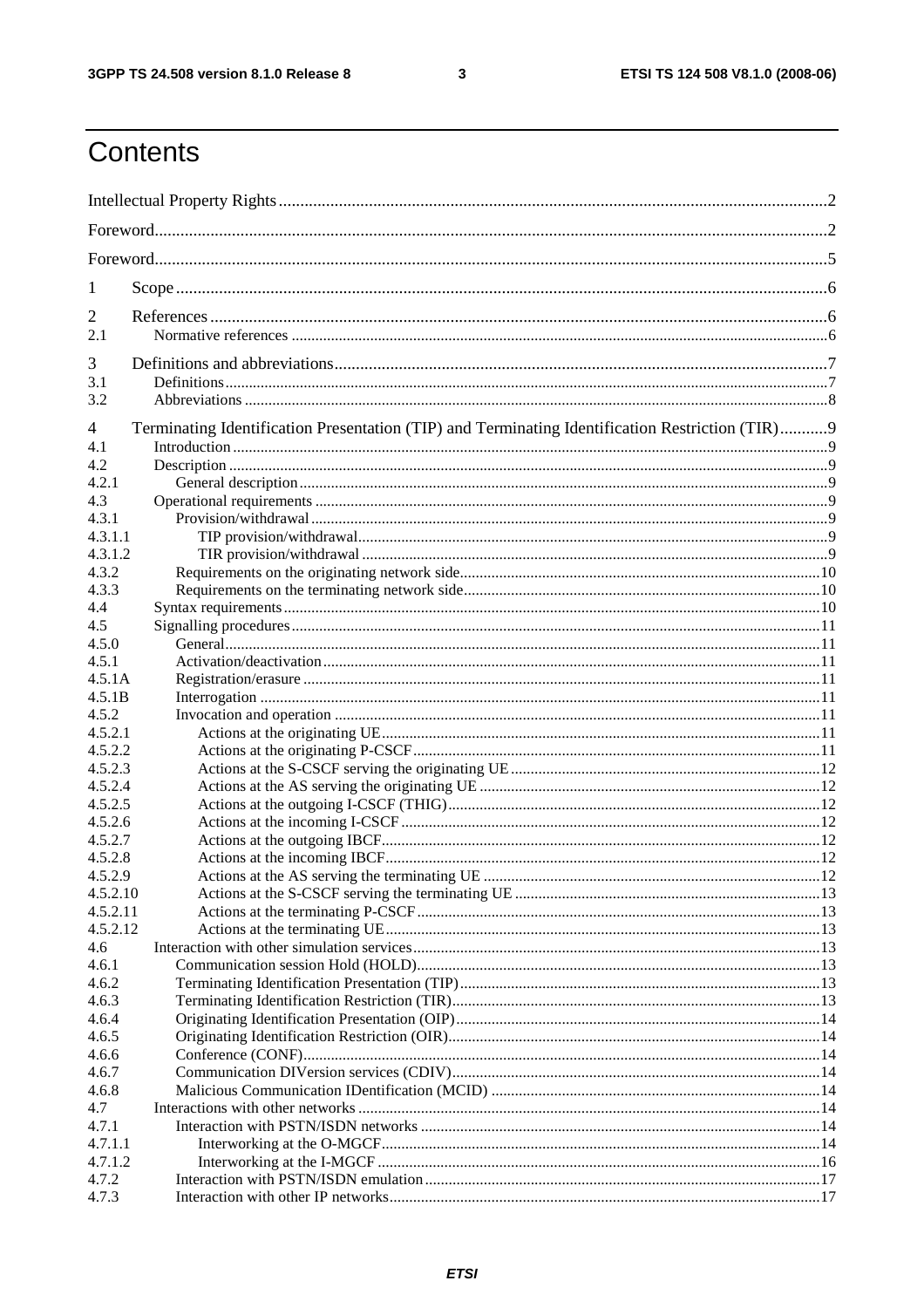# Contents

Intellectual Property Rights ..... 2

Foreword ..... 2

Foreword ..... 5

1 Scope ..... 6

2 References ..... 6

2.1 Normative references ..... 6

3 Definitions and abbreviations ..... 7

3.1 Definitions ..... 7

3.2 Abbreviations ..... 8

4 Terminating Identification Presentation (TIP) and Terminating Identification Restriction (TIR) ..... 9

4.1 Introduction ..... 9

4.2 Description ..... 9

4.2.1 General description ..... 9

4.3 Operational requirements ..... 9

4.3.1 Provision/withdrawal ..... 9

4.3.1.1 TIP provision/withdrawal ..... 9

4.3.1.2 TIR provision/withdrawal ..... 9

4.3.2 Requirements on the originating network side ..... 10

4.3.3 Requirements on the terminating network side ..... 10

4.4 Syntax requirements ..... 10

4.5 Signalling procedures ..... 11

4.5.0 General ..... 11

4.5.1 Activation/deactivation ..... 11

4.5.1A Registration/erasure ..... 11

4.5.1B Interrogation ..... 11

4.5.2 Invocation and operation ..... 11

4.5.2.1 Actions at the originating UE ..... 11

4.5.2.2 Actions at the originating P-CSCF ..... 11

4.5.2.3 Actions at the S-CSCF serving the originating UE ..... 12

4.5.2.4 Actions at the AS serving the originating UE ..... 12

4.5.2.5 Actions at the outgoing I-CSCF (THIG) ..... 12

4.5.2.6 Actions at the incoming I-CSCF ..... 12

4.5.2.7 Actions at the outgoing IBCF ..... 12

4.5.2.8 Actions at the incoming IBCF ..... 12

4.5.2.9 Actions at the AS serving the terminating UE ..... 12

4.5.2.10 Actions at the S-CSCF serving the terminating UE ..... 13

4.5.2.11 Actions at the terminating P-CSCF ..... 13

4.5.2.12 Actions at the terminating UE ..... 13

4.6 Interaction with other simulation services ..... 13

4.6.1 Communication session Hold (HOLD) ..... 13

4.6.2 Terminating Identification Presentation (TIP) ..... 13

4.6.3 Terminating Identification Restriction (TIR) ..... 13

4.6.4 Originating Identification Presentation (OIP) ..... 14

4.6.5 Originating Identification Restriction (OIR) ..... 14

4.6.6 Conference (CONF) ..... 14

4.6.7 Communication DIVersion services (CDIV) ..... 14

4.6.8 Malicious Communication IDentification (MCID) ..... 14

4.7 Interactions with other networks ..... 14

4.7.1 Interaction with PSTN/ISDN networks ..... 14

4.7.1.1 Interworking at the O-MGCF ..... 14

4.7.1.2 Interworking at the I-MGCF ..... 16

4.7.2 Interaction with PSTN/ISDN emulation ..... 17

4.7.3 Interaction with other IP networks ..... 17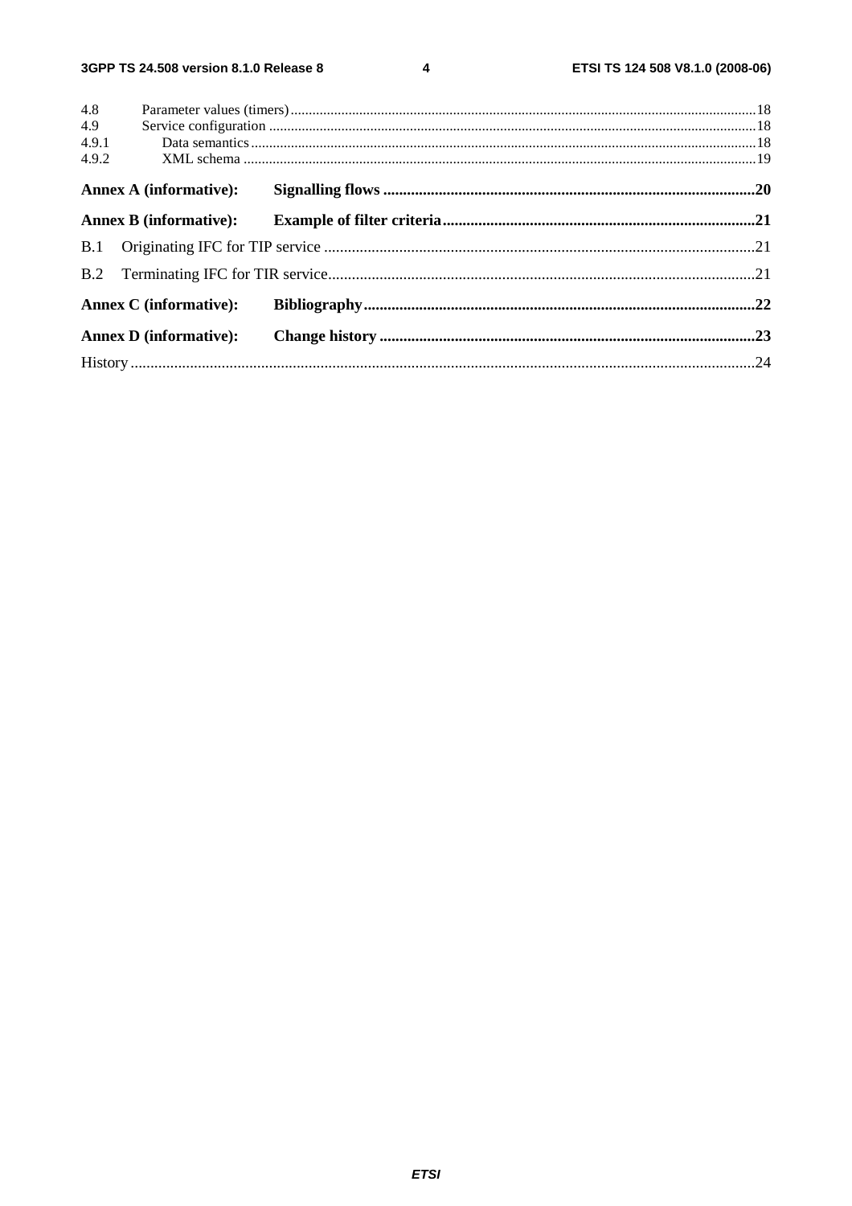4.8 Parameter values (timers) ........................................................................................................................................18
4.9 Service configuration ..............................................................................................................................................18
4.9.1 Data semantics ...................................................................................................................................................18
4.9.2 XML schema .....................................................................................................................................................19

**Annex A (informative): Signalling flows ...........................................................................................20**

**Annex B (informative): Example of filter criteria.............................................................................21**

B.1 Originating IFC for TIP service ..........................................................................................................21

B.2 Terminating IFC for TIR service..........................................................................................................21

**Annex C (informative): Bibliography..................................................................................................22**

**Annex D (informative): Change history ..............................................................................................23**

History ..............................................................................................................................................................24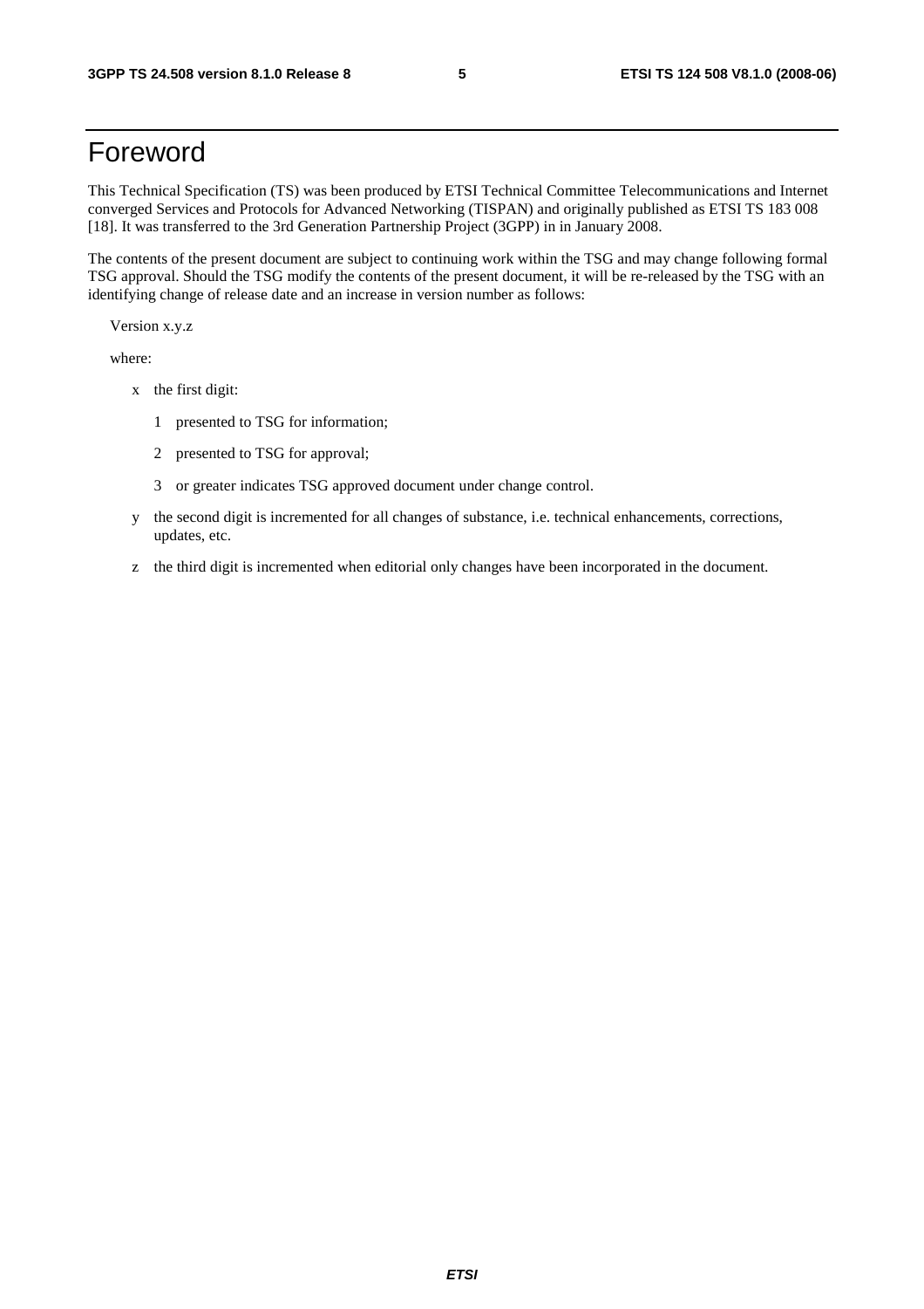# Foreword

This Technical Specification (TS) was been produced by ETSI Technical Committee Telecommunications and Internet converged Services and Protocols for Advanced Networking (TISPAN) and originally published as ETSI TS 183 008 [18]. It was transferred to the 3rd Generation Partnership Project (3GPP) in in January 2008.

The contents of the present document are subject to continuing work within the TSG and may change following formal TSG approval. Should the TSG modify the contents of the present document, it will be re-released by the TSG with an identifying change of release date and an increase in version number as follows:

Version x.y.z

where:

- x the first digit:
  - 1 presented to TSG for information;
  - 2 presented to TSG for approval;
  - 3 or greater indicates TSG approved document under change control.
- y the second digit is incremented for all changes of substance, i.e. technical enhancements, corrections, updates, etc.
- z the third digit is incremented when editorial only changes have been incorporated in the document.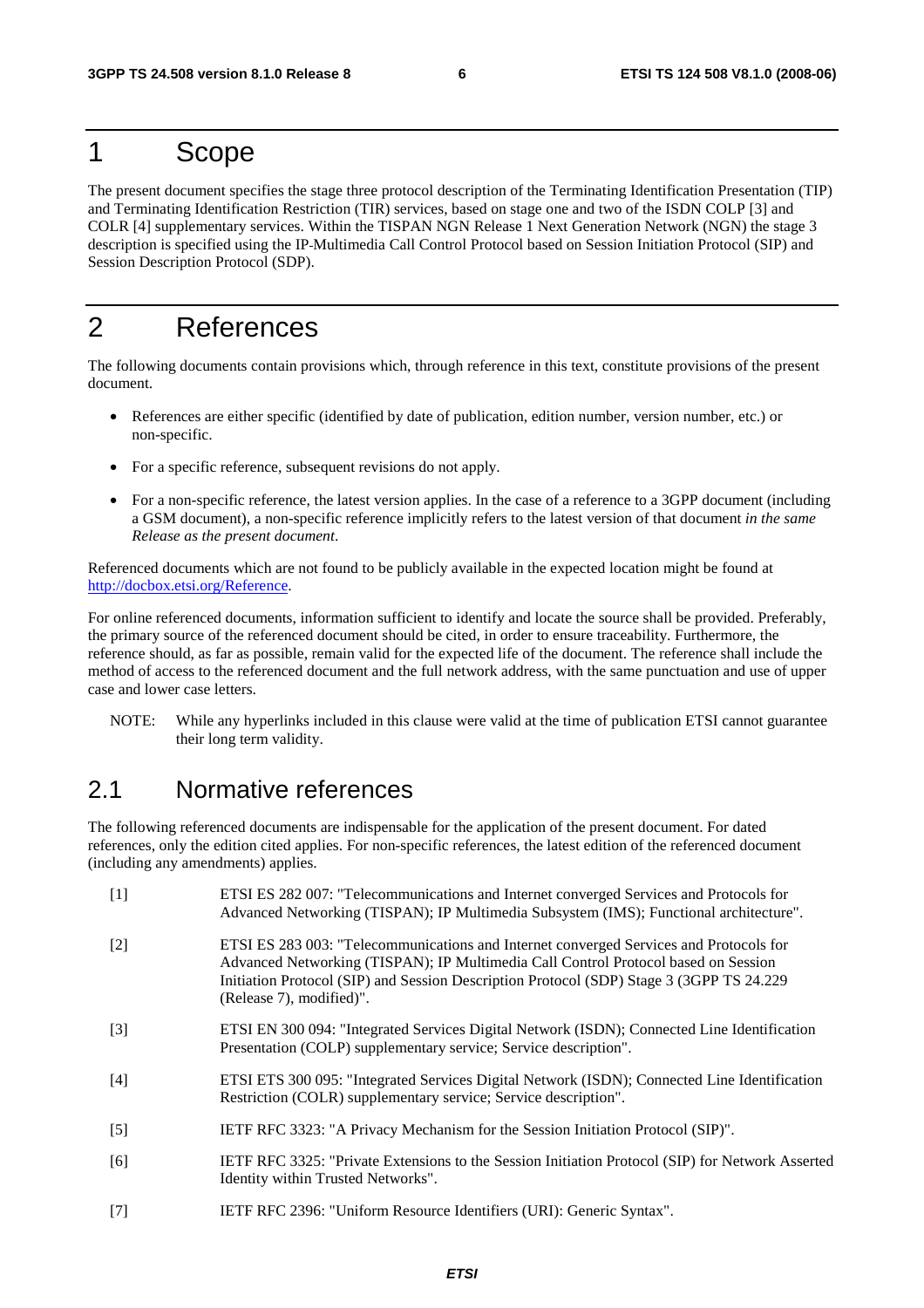# 1 Scope

The present document specifies the stage three protocol description of the Terminating Identification Presentation (TIP) and Terminating Identification Restriction (TIR) services, based on stage one and two of the ISDN COLP [3] and COLR [4] supplementary services. Within the TISPAN NGN Release 1 Next Generation Network (NGN) the stage 3 description is specified using the IP-Multimedia Call Control Protocol based on Session Initiation Protocol (SIP) and Session Description Protocol (SDP).

# 2 References

The following documents contain provisions which, through reference in this text, constitute provisions of the present document.

- References are either specific (identified by date of publication, edition number, version number, etc.) or non-specific.
- For a specific reference, subsequent revisions do not apply.
- For a non-specific reference, the latest version applies. In the case of a reference to a 3GPP document (including a GSM document), a non-specific reference implicitly refers to the latest version of that document *in the same Release as the present document*.

Referenced documents which are not found to be publicly available in the expected location might be found at http://docbox.etsi.org/Reference.

For online referenced documents, information sufficient to identify and locate the source shall be provided. Preferably, the primary source of the referenced document should be cited, in order to ensure traceability. Furthermore, the reference should, as far as possible, remain valid for the expected life of the document. The reference shall include the method of access to the referenced document and the full network address, with the same punctuation and use of upper case and lower case letters.

NOTE: While any hyperlinks included in this clause were valid at the time of publication ETSI cannot guarantee their long term validity.

## 2.1 Normative references

The following referenced documents are indispensable for the application of the present document. For dated references, only the edition cited applies. For non-specific references, the latest edition of the referenced document (including any amendments) applies.

[1] ETSI ES 282 007: "Telecommunications and Internet converged Services and Protocols for Advanced Networking (TISPAN); IP Multimedia Subsystem (IMS); Functional architecture".

[2] ETSI ES 283 003: "Telecommunications and Internet converged Services and Protocols for Advanced Networking (TISPAN); IP Multimedia Call Control Protocol based on Session Initiation Protocol (SIP) and Session Description Protocol (SDP) Stage 3 (3GPP TS 24.229 (Release 7), modified)".

[3] ETSI EN 300 094: "Integrated Services Digital Network (ISDN); Connected Line Identification Presentation (COLP) supplementary service; Service description".

[4] ETSI ETS 300 095: "Integrated Services Digital Network (ISDN); Connected Line Identification Restriction (COLR) supplementary service; Service description".

[5] IETF RFC 3323: "A Privacy Mechanism for the Session Initiation Protocol (SIP)".

[6] IETF RFC 3325: "Private Extensions to the Session Initiation Protocol (SIP) for Network Asserted Identity within Trusted Networks".

[7] IETF RFC 2396: "Uniform Resource Identifiers (URI): Generic Syntax".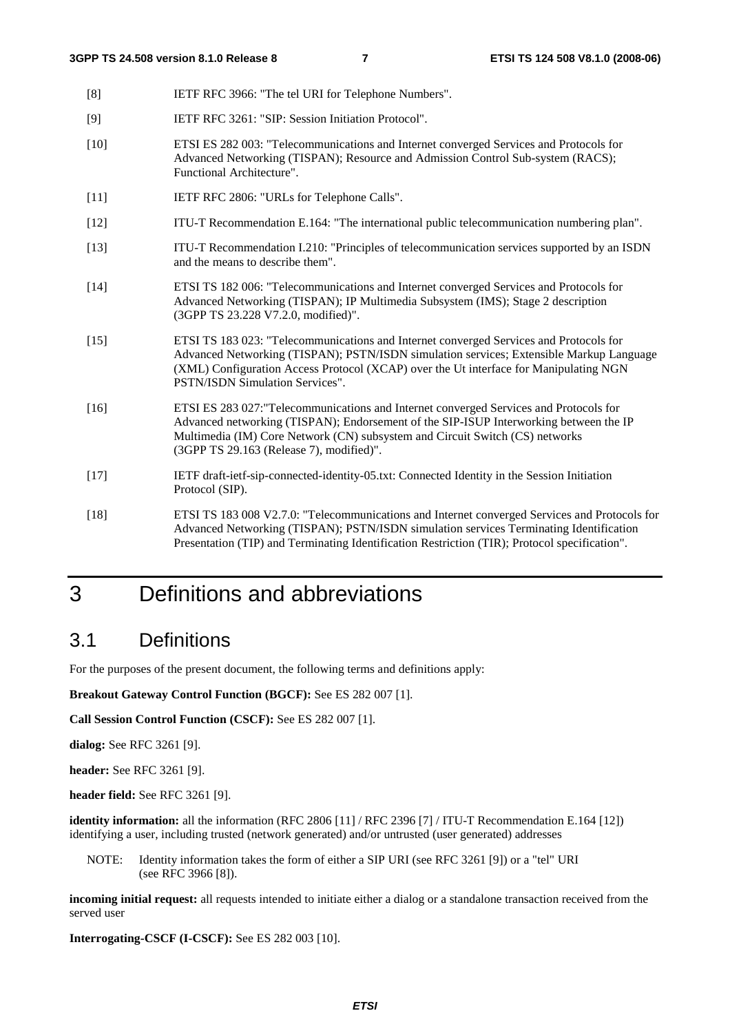[8] IETF RFC 3966: "The tel URI for Telephone Numbers".

[9] IETF RFC 3261: "SIP: Session Initiation Protocol".

[10] ETSI ES 282 003: "Telecommunications and Internet converged Services and Protocols for Advanced Networking (TISPAN); Resource and Admission Control Sub-system (RACS); Functional Architecture".

[11] IETF RFC 2806: "URLs for Telephone Calls".

[12] ITU-T Recommendation E.164: "The international public telecommunication numbering plan".

[13] ITU-T Recommendation I.210: "Principles of telecommunication services supported by an ISDN and the means to describe them".

[14] ETSI TS 182 006: "Telecommunications and Internet converged Services and Protocols for Advanced Networking (TISPAN); IP Multimedia Subsystem (IMS); Stage 2 description (3GPP TS 23.228 V7.2.0, modified)".

[15] ETSI TS 183 023: "Telecommunications and Internet converged Services and Protocols for Advanced Networking (TISPAN); PSTN/ISDN simulation services; Extensible Markup Language (XML) Configuration Access Protocol (XCAP) over the Ut interface for Manipulating NGN PSTN/ISDN Simulation Services".

[16] ETSI ES 283 027:"Telecommunications and Internet converged Services and Protocols for Advanced networking (TISPAN); Endorsement of the SIP-ISUP Interworking between the IP Multimedia (IM) Core Network (CN) subsystem and Circuit Switch (CS) networks (3GPP TS 29.163 (Release 7), modified)".

[17] IETF draft-ietf-sip-connected-identity-05.txt: Connected Identity in the Session Initiation Protocol (SIP).

[18] ETSI TS 183 008 V2.7.0: "Telecommunications and Internet converged Services and Protocols for Advanced Networking (TISPAN); PSTN/ISDN simulation services Terminating Identification Presentation (TIP) and Terminating Identification Restriction (TIR); Protocol specification".

# 3 Definitions and abbreviations

## 3.1 Definitions

For the purposes of the present document, the following terms and definitions apply:

**Breakout Gateway Control Function (BGCF):** See ES 282 007 [1].

**Call Session Control Function (CSCF):** See ES 282 007 [1].

**dialog:** See RFC 3261 [9].

**header:** See RFC 3261 [9].

**header field:** See RFC 3261 [9].

**identity information:** all the information (RFC 2806 [11] / RFC 2396 [7] / ITU-T Recommendation E.164 [12]) identifying a user, including trusted (network generated) and/or untrusted (user generated) addresses

NOTE: Identity information takes the form of either a SIP URI (see RFC 3261 [9]) or a "tel" URI (see RFC 3966 [8]).

**incoming initial request:** all requests intended to initiate either a dialog or a standalone transaction received from the served user

**Interrogating-CSCF (I-CSCF):** See ES 282 003 [10].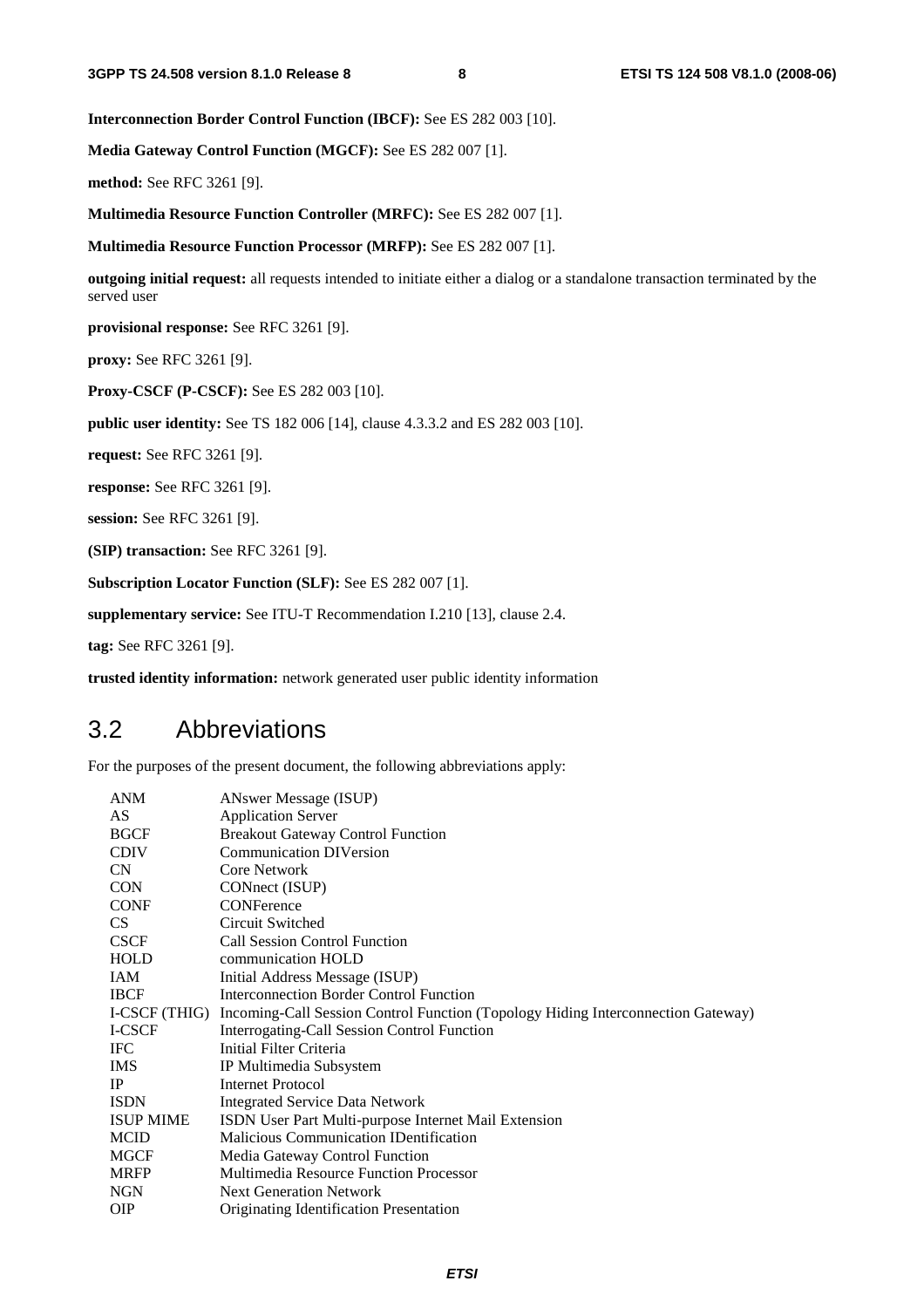**Interconnection Border Control Function (IBCF):** See ES 282 003 [10].

**Media Gateway Control Function (MGCF):** See ES 282 007 [1].

**method:** See RFC 3261 [9].

**Multimedia Resource Function Controller (MRFC):** See ES 282 007 [1].

**Multimedia Resource Function Processor (MRFP):** See ES 282 007 [1].

**outgoing initial request:** all requests intended to initiate either a dialog or a standalone transaction terminated by the served user

**provisional response:** See RFC 3261 [9].

**proxy:** See RFC 3261 [9].

**Proxy-CSCF (P-CSCF):** See ES 282 003 [10].

**public user identity:** See TS 182 006 [14], clause 4.3.3.2 and ES 282 003 [10].

**request:** See RFC 3261 [9].

**response:** See RFC 3261 [9].

**session:** See RFC 3261 [9].

**(SIP) transaction:** See RFC 3261 [9].

**Subscription Locator Function (SLF):** See ES 282 007 [1].

**supplementary service:** See ITU-T Recommendation I.210 [13], clause 2.4.

**tag:** See RFC 3261 [9].

**trusted identity information:** network generated user public identity information

## 3.2 Abbreviations

For the purposes of the present document, the following abbreviations apply:

| | |
|---|---|
| ANM | ANswer Message (ISUP) |
| AS | Application Server |
| BGCF | Breakout Gateway Control Function |
| CDIV | Communication DIVersion |
| CN | Core Network |
| CON | CONnect (ISUP) |
| CONF | CONFerence |
| CS | Circuit Switched |
| CSCF | Call Session Control Function |
| HOLD | communication HOLD |
| IAM | Initial Address Message (ISUP) |
| IBCF | Interconnection Border Control Function |
| I-CSCF (THIG) | Incoming-Call Session Control Function (Topology Hiding Interconnection Gateway) |
| I-CSCF | Interrogating-Call Session Control Function |
| IFC | Initial Filter Criteria |
| IMS | IP Multimedia Subsystem |
| IP | Internet Protocol |
| ISDN | Integrated Service Data Network |
| ISUP MIME | ISDN User Part Multi-purpose Internet Mail Extension |
| MCID | Malicious Communication IDentification |
| MGCF | Media Gateway Control Function |
| MRFP | Multimedia Resource Function Processor |
| NGN | Next Generation Network |
| OIP | Originating Identification Presentation |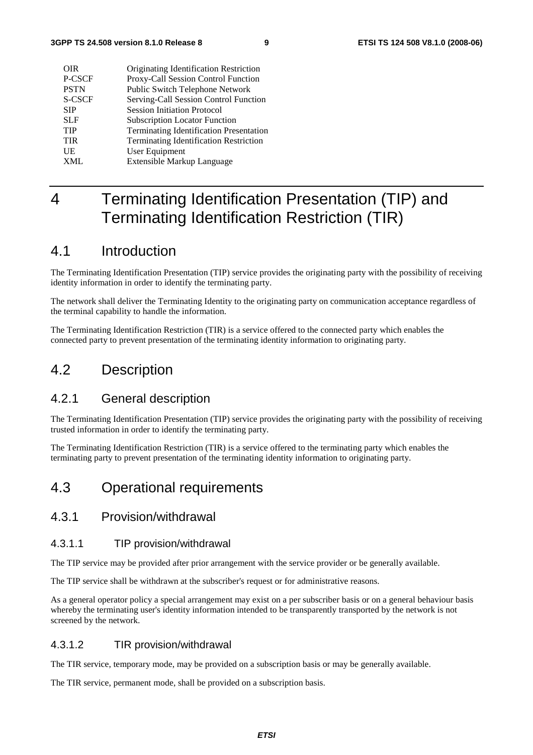| | |
|---|---|
| OIR | Originating Identification Restriction |
| P-CSCF | Proxy-Call Session Control Function |
| PSTN | Public Switch Telephone Network |
| S-CSCF | Serving-Call Session Control Function |
| SIP | Session Initiation Protocol |
| SLF | Subscription Locator Function |
| TIP | Terminating Identification Presentation |
| TIR | Terminating Identification Restriction |
| UE | User Equipment |
| XML | Extensible Markup Language |

# 4 Terminating Identification Presentation (TIP) and Terminating Identification Restriction (TIR)

## 4.1 Introduction

The Terminating Identification Presentation (TIP) service provides the originating party with the possibility of receiving identity information in order to identify the terminating party.

The network shall deliver the Terminating Identity to the originating party on communication acceptance regardless of the terminal capability to handle the information.

The Terminating Identification Restriction (TIR) is a service offered to the connected party which enables the connected party to prevent presentation of the terminating identity information to originating party.

## 4.2 Description

### 4.2.1 General description

The Terminating Identification Presentation (TIP) service provides the originating party with the possibility of receiving trusted information in order to identify the terminating party.

The Terminating Identification Restriction (TIR) is a service offered to the terminating party which enables the terminating party to prevent presentation of the terminating identity information to originating party.

## 4.3 Operational requirements

### 4.3.1 Provision/withdrawal

#### 4.3.1.1 TIP provision/withdrawal

The TIP service may be provided after prior arrangement with the service provider or be generally available.

The TIP service shall be withdrawn at the subscriber's request or for administrative reasons.

As a general operator policy a special arrangement may exist on a per subscriber basis or on a general behaviour basis whereby the terminating user's identity information intended to be transparently transported by the network is not screened by the network.

#### 4.3.1.2 TIR provision/withdrawal

The TIR service, temporary mode, may be provided on a subscription basis or may be generally available.

The TIR service, permanent mode, shall be provided on a subscription basis.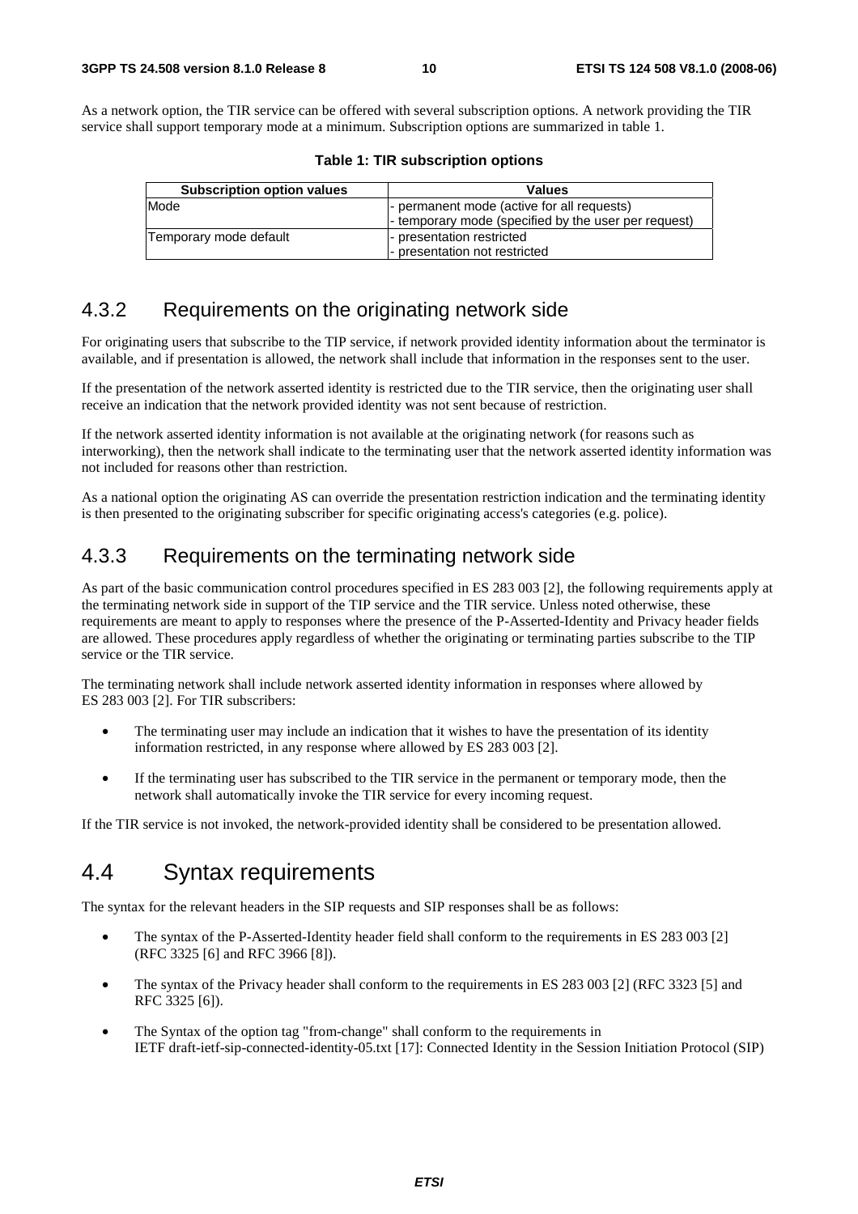As a network option, the TIR service can be offered with several subscription options. A network providing the TIR service shall support temporary mode at a minimum. Subscription options are summarized in table 1.

**Table 1: TIR subscription options**

| Subscription option values | Values |
|---|---|
| Mode | - permanent mode (active for all requests)<br>- temporary mode (specified by the user per request) |
| Temporary mode default | - presentation restricted<br>- presentation not restricted |

## 4.3.2 Requirements on the originating network side

For originating users that subscribe to the TIP service, if network provided identity information about the terminator is available, and if presentation is allowed, the network shall include that information in the responses sent to the user.

If the presentation of the network asserted identity is restricted due to the TIR service, then the originating user shall receive an indication that the network provided identity was not sent because of restriction.

If the network asserted identity information is not available at the originating network (for reasons such as interworking), then the network shall indicate to the terminating user that the network asserted identity information was not included for reasons other than restriction.

As a national option the originating AS can override the presentation restriction indication and the terminating identity is then presented to the originating subscriber for specific originating access's categories (e.g. police).

## 4.3.3 Requirements on the terminating network side

As part of the basic communication control procedures specified in ES 283 003 [2], the following requirements apply at the terminating network side in support of the TIP service and the TIR service. Unless noted otherwise, these requirements are meant to apply to responses where the presence of the P-Asserted-Identity and Privacy header fields are allowed. These procedures apply regardless of whether the originating or terminating parties subscribe to the TIP service or the TIR service.

The terminating network shall include network asserted identity information in responses where allowed by ES 283 003 [2]. For TIR subscribers:

- The terminating user may include an indication that it wishes to have the presentation of its identity information restricted, in any response where allowed by ES 283 003 [2].
- If the terminating user has subscribed to the TIR service in the permanent or temporary mode, then the network shall automatically invoke the TIR service for every incoming request.

If the TIR service is not invoked, the network-provided identity shall be considered to be presentation allowed.

# 4.4 Syntax requirements

The syntax for the relevant headers in the SIP requests and SIP responses shall be as follows:

- The syntax of the P-Asserted-Identity header field shall conform to the requirements in ES 283 003 [2] (RFC 3325 [6] and RFC 3966 [8]).
- The syntax of the Privacy header shall conform to the requirements in ES 283 003 [2] (RFC 3323 [5] and RFC 3325 [6]).
- The Syntax of the option tag "from-change" shall conform to the requirements in IETF draft-ietf-sip-connected-identity-05.txt [17]: Connected Identity in the Session Initiation Protocol (SIP)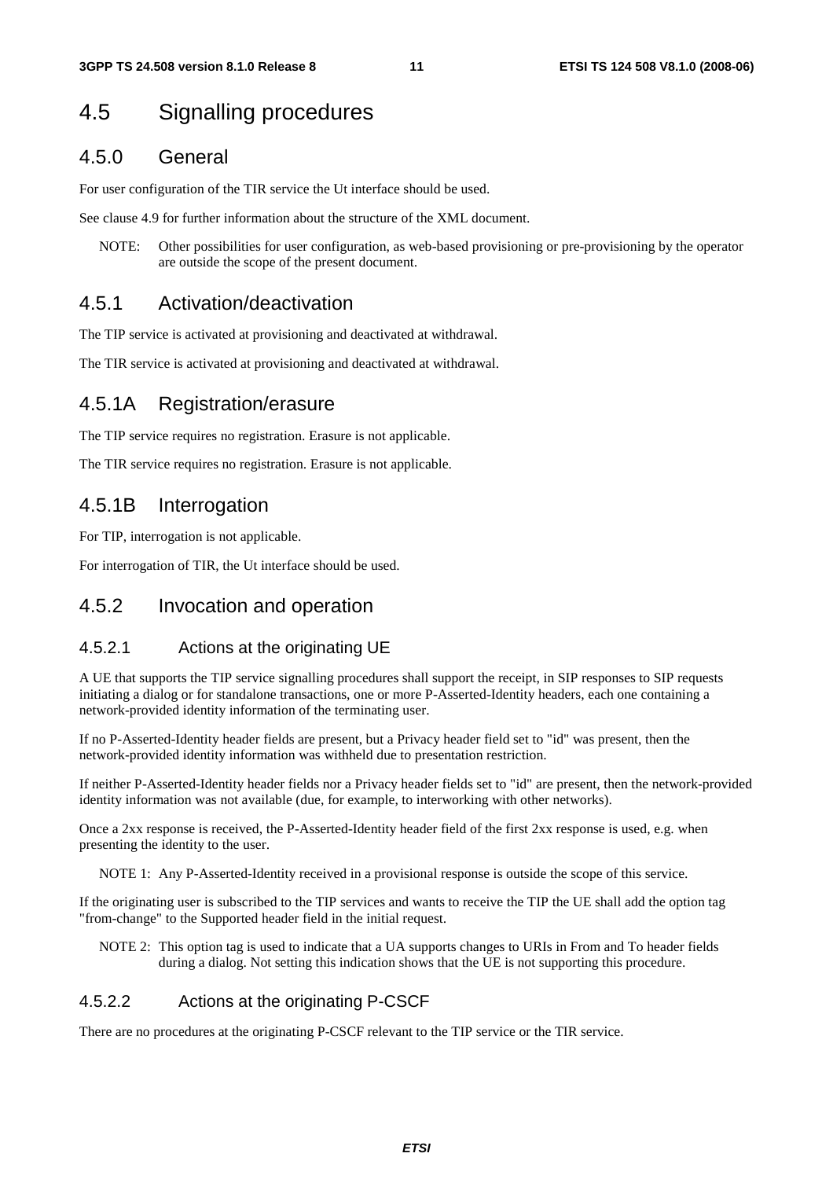## 4.5 Signalling procedures

### 4.5.0 General

For user configuration of the TIR service the Ut interface should be used.

See clause 4.9 for further information about the structure of the XML document.

NOTE: Other possibilities for user configuration, as web-based provisioning or pre-provisioning by the operator are outside the scope of the present document.

### 4.5.1 Activation/deactivation

The TIP service is activated at provisioning and deactivated at withdrawal.

The TIR service is activated at provisioning and deactivated at withdrawal.

### 4.5.1A Registration/erasure

The TIP service requires no registration. Erasure is not applicable.

The TIR service requires no registration. Erasure is not applicable.

### 4.5.1B Interrogation

For TIP, interrogation is not applicable.

For interrogation of TIR, the Ut interface should be used.

### 4.5.2 Invocation and operation

#### 4.5.2.1 Actions at the originating UE

A UE that supports the TIP service signalling procedures shall support the receipt, in SIP responses to SIP requests initiating a dialog or for standalone transactions, one or more P-Asserted-Identity headers, each one containing a network-provided identity information of the terminating user.

If no P-Asserted-Identity header fields are present, but a Privacy header field set to "id" was present, then the network-provided identity information was withheld due to presentation restriction.

If neither P-Asserted-Identity header fields nor a Privacy header fields set to "id" are present, then the network-provided identity information was not available (due, for example, to interworking with other networks).

Once a 2xx response is received, the P-Asserted-Identity header field of the first 2xx response is used, e.g. when presenting the identity to the user.

NOTE 1: Any P-Asserted-Identity received in a provisional response is outside the scope of this service.

If the originating user is subscribed to the TIP services and wants to receive the TIP the UE shall add the option tag "from-change" to the Supported header field in the initial request.

NOTE 2: This option tag is used to indicate that a UA supports changes to URIs in From and To header fields during a dialog. Not setting this indication shows that the UE is not supporting this procedure.

#### 4.5.2.2 Actions at the originating P-CSCF

There are no procedures at the originating P-CSCF relevant to the TIP service or the TIR service.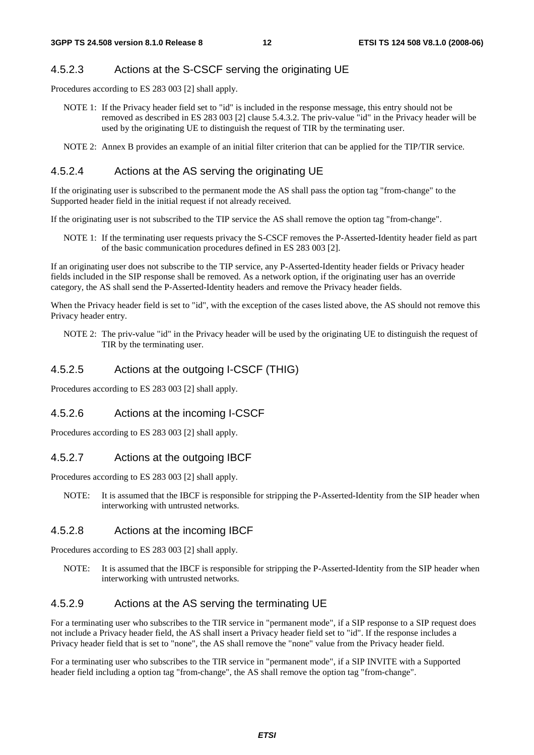#### 4.5.2.3 Actions at the S-CSCF serving the originating UE

Procedures according to ES 283 003 [2] shall apply.

NOTE 1: If the Privacy header field set to "id" is included in the response message, this entry should not be removed as described in ES 283 003 [2] clause 5.4.3.2. The priv-value "id" in the Privacy header will be used by the originating UE to distinguish the request of TIR by the terminating user.

NOTE 2: Annex B provides an example of an initial filter criterion that can be applied for the TIP/TIR service.

#### 4.5.2.4 Actions at the AS serving the originating UE

If the originating user is subscribed to the permanent mode the AS shall pass the option tag "from-change" to the Supported header field in the initial request if not already received.

If the originating user is not subscribed to the TIP service the AS shall remove the option tag "from-change".

NOTE 1: If the terminating user requests privacy the S-CSCF removes the P-Asserted-Identity header field as part of the basic communication procedures defined in ES 283 003 [2].

If an originating user does not subscribe to the TIP service, any P-Asserted-Identity header fields or Privacy header fields included in the SIP response shall be removed. As a network option, if the originating user has an override category, the AS shall send the P-Asserted-Identity headers and remove the Privacy header fields.

When the Privacy header field is set to "id", with the exception of the cases listed above, the AS should not remove this Privacy header entry.

NOTE 2: The priv-value "id" in the Privacy header will be used by the originating UE to distinguish the request of TIR by the terminating user.

#### 4.5.2.5 Actions at the outgoing I-CSCF (THIG)

Procedures according to ES 283 003 [2] shall apply.

#### 4.5.2.6 Actions at the incoming I-CSCF

Procedures according to ES 283 003 [2] shall apply.

#### 4.5.2.7 Actions at the outgoing IBCF

Procedures according to ES 283 003 [2] shall apply.

NOTE: It is assumed that the IBCF is responsible for stripping the P-Asserted-Identity from the SIP header when interworking with untrusted networks.

#### 4.5.2.8 Actions at the incoming IBCF

Procedures according to ES 283 003 [2] shall apply.

NOTE: It is assumed that the IBCF is responsible for stripping the P-Asserted-Identity from the SIP header when interworking with untrusted networks.

#### 4.5.2.9 Actions at the AS serving the terminating UE

For a terminating user who subscribes to the TIR service in "permanent mode", if a SIP response to a SIP request does not include a Privacy header field, the AS shall insert a Privacy header field set to "id". If the response includes a Privacy header field that is set to "none", the AS shall remove the "none" value from the Privacy header field.

For a terminating user who subscribes to the TIR service in "permanent mode", if a SIP INVITE with a Supported header field including a option tag "from-change", the AS shall remove the option tag "from-change".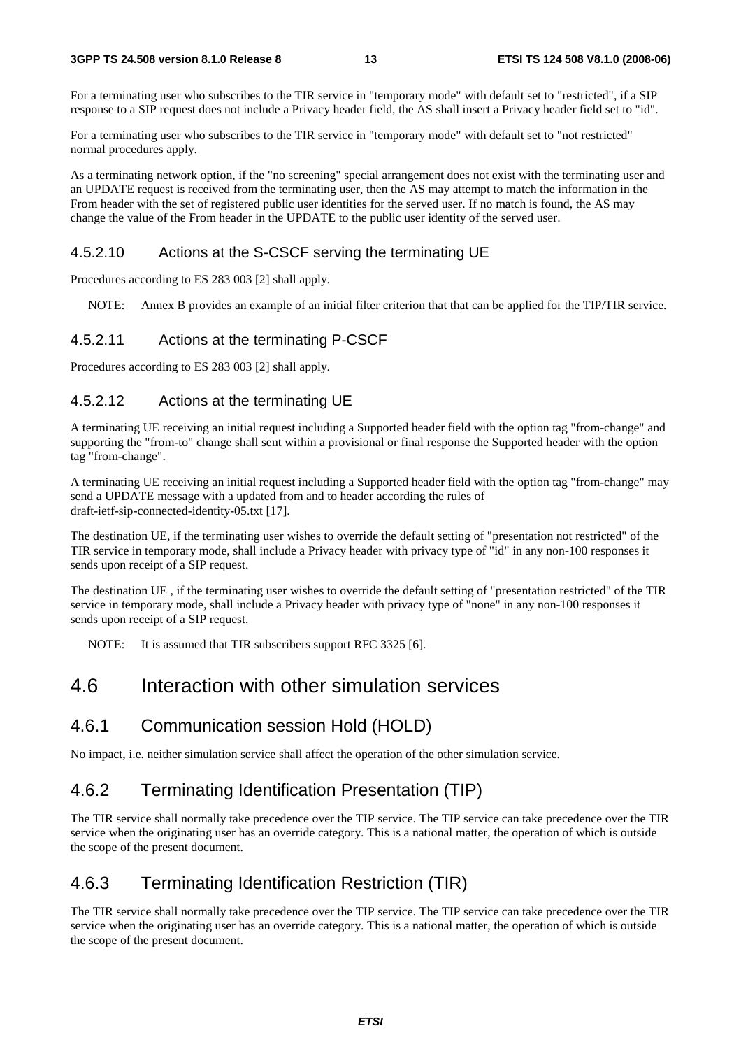For a terminating user who subscribes to the TIR service in "temporary mode" with default set to "restricted", if a SIP response to a SIP request does not include a Privacy header field, the AS shall insert a Privacy header field set to "id".

For a terminating user who subscribes to the TIR service in "temporary mode" with default set to "not restricted" normal procedures apply.

As a terminating network option, if the "no screening" special arrangement does not exist with the terminating user and an UPDATE request is received from the terminating user, then the AS may attempt to match the information in the From header with the set of registered public user identities for the served user. If no match is found, the AS may change the value of the From header in the UPDATE to the public user identity of the served user.

### 4.5.2.10 Actions at the S-CSCF serving the terminating UE

Procedures according to ES 283 003 [2] shall apply.

NOTE: Annex B provides an example of an initial filter criterion that that can be applied for the TIP/TIR service.

### 4.5.2.11 Actions at the terminating P-CSCF

Procedures according to ES 283 003 [2] shall apply.

### 4.5.2.12 Actions at the terminating UE

A terminating UE receiving an initial request including a Supported header field with the option tag "from-change" and supporting the "from-to" change shall sent within a provisional or final response the Supported header with the option tag "from-change".

A terminating UE receiving an initial request including a Supported header field with the option tag "from-change" may send a UPDATE message with a updated from and to header according the rules of draft-ietf-sip-connected-identity-05.txt [17].

The destination UE, if the terminating user wishes to override the default setting of "presentation not restricted" of the TIR service in temporary mode, shall include a Privacy header with privacy type of "id" in any non-100 responses it sends upon receipt of a SIP request.

The destination UE , if the terminating user wishes to override the default setting of "presentation restricted" of the TIR service in temporary mode, shall include a Privacy header with privacy type of "none" in any non-100 responses it sends upon receipt of a SIP request.

NOTE: It is assumed that TIR subscribers support RFC 3325 [6].

## 4.6 Interaction with other simulation services

### 4.6.1 Communication session Hold (HOLD)

No impact, i.e. neither simulation service shall affect the operation of the other simulation service.

### 4.6.2 Terminating Identification Presentation (TIP)

The TIR service shall normally take precedence over the TIP service. The TIP service can take precedence over the TIR service when the originating user has an override category. This is a national matter, the operation of which is outside the scope of the present document.

### 4.6.3 Terminating Identification Restriction (TIR)

The TIR service shall normally take precedence over the TIP service. The TIP service can take precedence over the TIR service when the originating user has an override category. This is a national matter, the operation of which is outside the scope of the present document.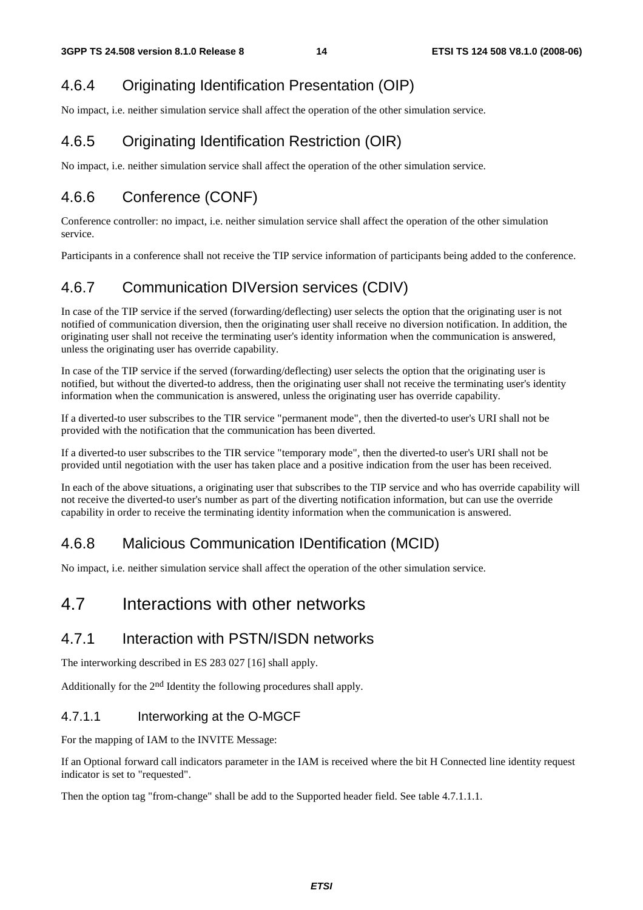### 4.6.4 Originating Identification Presentation (OIP)

No impact, i.e. neither simulation service shall affect the operation of the other simulation service.

### 4.6.5 Originating Identification Restriction (OIR)

No impact, i.e. neither simulation service shall affect the operation of the other simulation service.

### 4.6.6 Conference (CONF)

Conference controller: no impact, i.e. neither simulation service shall affect the operation of the other simulation service.

Participants in a conference shall not receive the TIP service information of participants being added to the conference.

### 4.6.7 Communication DIVersion services (CDIV)

In case of the TIP service if the served (forwarding/deflecting) user selects the option that the originating user is not notified of communication diversion, then the originating user shall receive no diversion notification. In addition, the originating user shall not receive the terminating user's identity information when the communication is answered, unless the originating user has override capability.

In case of the TIP service if the served (forwarding/deflecting) user selects the option that the originating user is notified, but without the diverted-to address, then the originating user shall not receive the terminating user's identity information when the communication is answered, unless the originating user has override capability.

If a diverted-to user subscribes to the TIR service "permanent mode", then the diverted-to user's URI shall not be provided with the notification that the communication has been diverted.

If a diverted-to user subscribes to the TIR service "temporary mode", then the diverted-to user's URI shall not be provided until negotiation with the user has taken place and a positive indication from the user has been received.

In each of the above situations, a originating user that subscribes to the TIP service and who has override capability will not receive the diverted-to user's number as part of the diverting notification information, but can use the override capability in order to receive the terminating identity information when the communication is answered.

### 4.6.8 Malicious Communication IDentification (MCID)

No impact, i.e. neither simulation service shall affect the operation of the other simulation service.

## 4.7 Interactions with other networks

### 4.7.1 Interaction with PSTN/ISDN networks

The interworking described in ES 283 027 [16] shall apply.

Additionally for the 2nd Identity the following procedures shall apply.

#### 4.7.1.1 Interworking at the O-MGCF

For the mapping of IAM to the INVITE Message:

If an Optional forward call indicators parameter in the IAM is received where the bit H Connected line identity request indicator is set to "requested".

Then the option tag "from-change" shall be add to the Supported header field. See table 4.7.1.1.1.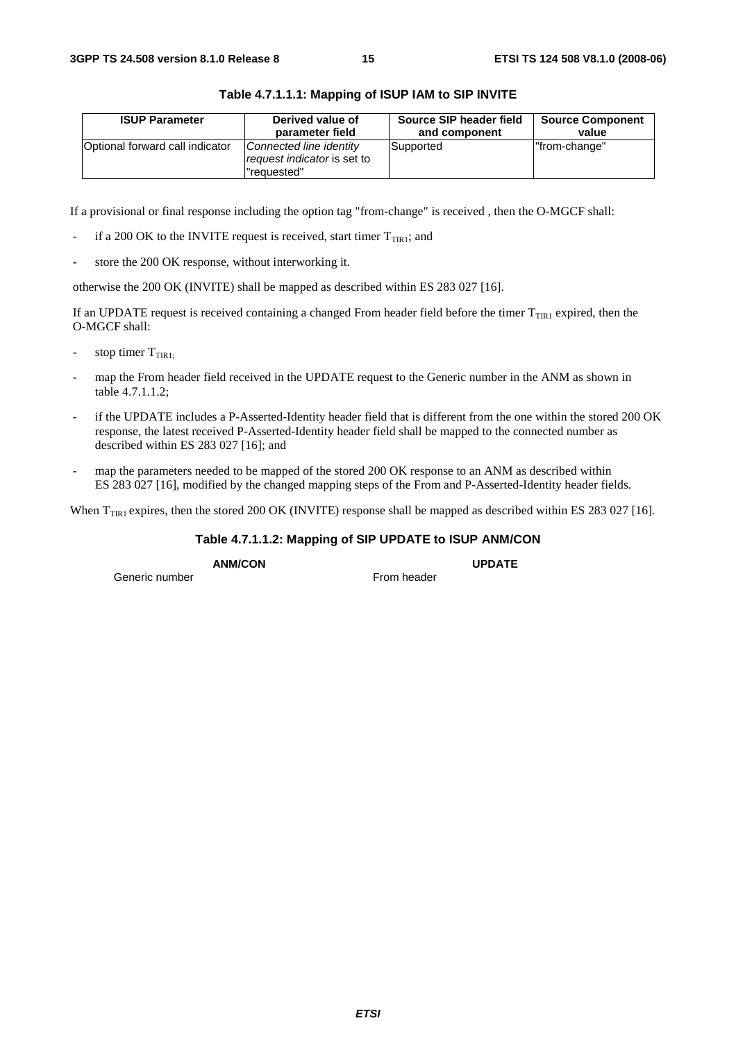**Table 4.7.1.1.1: Mapping of ISUP IAM to SIP INVITE**

| ISUP Parameter | Derived value of parameter field | Source SIP header field and component | Source Component value |
|---|---|---|---|
| Optional forward call indicator | *Connected line identity request indicator* is set to "requested" | Supported | "from-change" |

If a provisional or final response including the option tag "from-change" is received , then the O-MGCF shall:

- if a 200 OK to the INVITE request is received, start timer $T_{TIR1}$; and
- store the 200 OK response, without interworking it.

otherwise the 200 OK (INVITE) shall be mapped as described within ES 283 027 [16].

If an UPDATE request is received containing a changed From header field before the timer $T_{TIR1}$ expired, then the O-MGCF shall:

- stop timer $T_{TIR1;}$
- map the From header field received in the UPDATE request to the Generic number in the ANM as shown in table 4.7.1.1.2;
- if the UPDATE includes a P-Asserted-Identity header field that is different from the one within the stored 200 OK response, the latest received P-Asserted-Identity header field shall be mapped to the connected number as described within ES 283 027 [16]; and
- map the parameters needed to be mapped of the stored 200 OK response to an ANM as described within ES 283 027 [16], modified by the changed mapping steps of the From and P-Asserted-Identity header fields.

When $T_{TIR1}$ expires, then the stored 200 OK (INVITE) response shall be mapped as described within ES 283 027 [16].

**Table 4.7.1.1.2: Mapping of SIP UPDATE to ISUP ANM/CON**

| ANM/CON | UPDATE |
|---|---|
| Generic number | From header |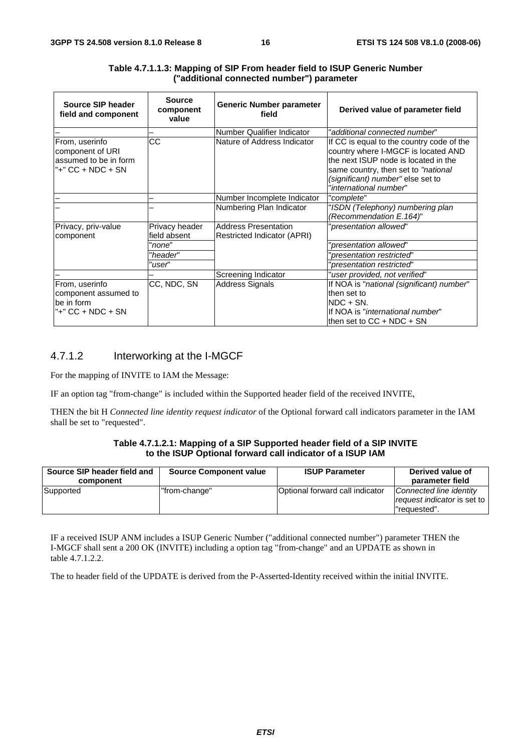**Table 4.7.1.1.3: Mapping of SIP From header field to ISUP Generic Number ("additional connected number") parameter**

| Source SIP header field and component | Source component value | Generic Number parameter field | Derived value of parameter field |
|---|---|---|---|
| – | – | Number Qualifier Indicator | "*additional connected number*" |
| From, userinfo component of URI assumed to be in form "+" CC + NDC + SN | CC | Nature of Address Indicator | If CC is equal to the country code of the country where I-MGCF is located AND the next ISUP node is located in the same country, then set to *"national (significant) number"* else set to "*international number*" |
| – | – | Number Incomplete Indicator | "*complete*" |
| – | – | Numbering Plan Indicator | "*ISDN (Telephony) numbering plan (Recommendation E.164)*" |
| Privacy, priv-value component | Privacy header field absent | Address Presentation Restricted Indicator (APRI) | "*presentation allowed*" |
| | "*none*" | | "*presentation allowed*" |
| | "*header*" | | "*presentation restricted*" |
| | "*user*" | | "*presentation restricted*" |
| – | – | Screening Indicator | "*user provided, not verified*" |
| From, userinfo component assumed to be in form "+" CC + NDC + SN | CC, NDC, SN | Address Signals | If NOA is "*national (significant) number*" then set to NDC + SN. If NOA is "*international number*" then set to CC + NDC + SN |

### 4.7.1.2 Interworking at the I-MGCF

For the mapping of INVITE to IAM the Message:

IF an option tag "from-change" is included within the Supported header field of the received INVITE,

THEN the bit H *Connected line identity request indicator* of the Optional forward call indicators parameter in the IAM shall be set to "requested".

**Table 4.7.1.2.1: Mapping of a SIP Supported header field of a SIP INVITE to the ISUP Optional forward call indicator of a ISUP IAM**

| Source SIP header field and component | Source Component value | ISUP Parameter | Derived value of parameter field |
|---|---|---|---|
| Supported | "from-change" | Optional forward call indicator | *Connected line identity request indicator* is set to "requested". |

IF a received ISUP ANM includes a ISUP Generic Number ("additional connected number") parameter THEN the I-MGCF shall sent a 200 OK (INVITE) including a option tag "from-change" and an UPDATE as shown in table 4.7.1.2.2.

The to header field of the UPDATE is derived from the P-Asserted-Identity received within the initial INVITE.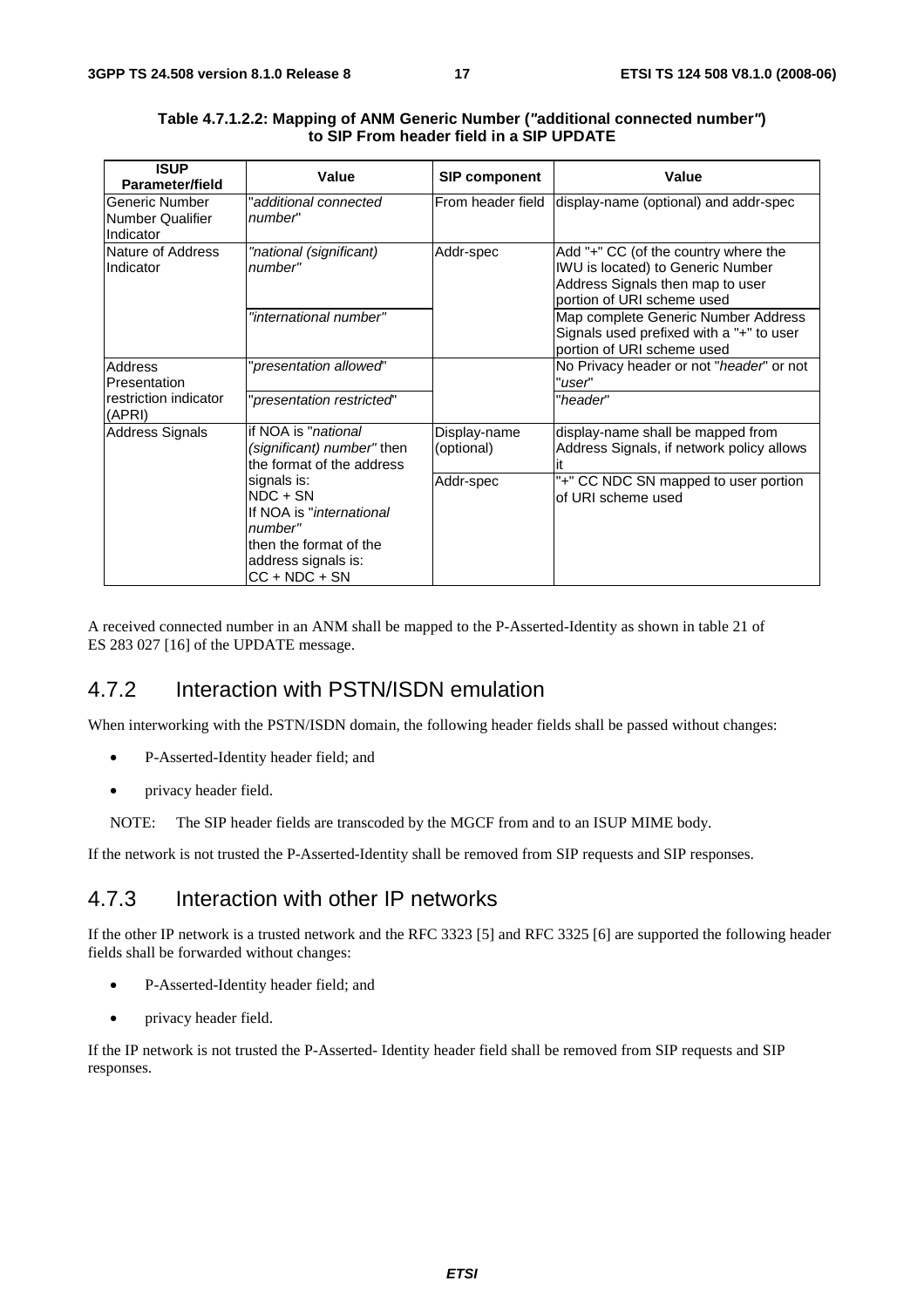**Table 4.7.1.2.2: Mapping of ANM Generic Number (*"additional connected number"*) to SIP From header field in a SIP UPDATE**

| ISUP Parameter/field | Value | SIP component | Value |
|---|---|---|---|
| Generic Number Number Qualifier Indicator | "*additional connected number*" | From header field | display-name (optional) and addr-spec |
| Nature of Address Indicator | *"national (significant) number"* | Addr-spec | Add "+" CC (of the country where the IWU is located) to Generic Number Address Signals then map to user portion of URI scheme used |
| | *"international number"* | | Map complete Generic Number Address Signals used prefixed with a "+" to user portion of URI scheme used |
| Address Presentation restriction indicator (APRI) | "*presentation allowed*" | | No Privacy header or not "*header*" or not "*user*" |
| | "*presentation restricted*" | | "*header*" |
| Address Signals | if NOA is "*national (significant) number"* then the format of the address signals is: NDC + SN If NOA is "*international number"* then the format of the address signals is: CC + NDC + SN | Display-name (optional) | display-name shall be mapped from Address Signals, if network policy allows it |
| | | Addr-spec | "+" CC NDC SN mapped to user portion of URI scheme used |

A received connected number in an ANM shall be mapped to the P-Asserted-Identity as shown in table 21 of ES 283 027 [16] of the UPDATE message.

## 4.7.2 Interaction with PSTN/ISDN emulation

When interworking with the PSTN/ISDN domain, the following header fields shall be passed without changes:

- P-Asserted-Identity header field; and
- privacy header field.

NOTE: The SIP header fields are transcoded by the MGCF from and to an ISUP MIME body.

If the network is not trusted the P-Asserted-Identity shall be removed from SIP requests and SIP responses.

## 4.7.3 Interaction with other IP networks

If the other IP network is a trusted network and the RFC 3323 [5] and RFC 3325 [6] are supported the following header fields shall be forwarded without changes:

- P-Asserted-Identity header field; and
- privacy header field.

If the IP network is not trusted the P-Asserted- Identity header field shall be removed from SIP requests and SIP responses.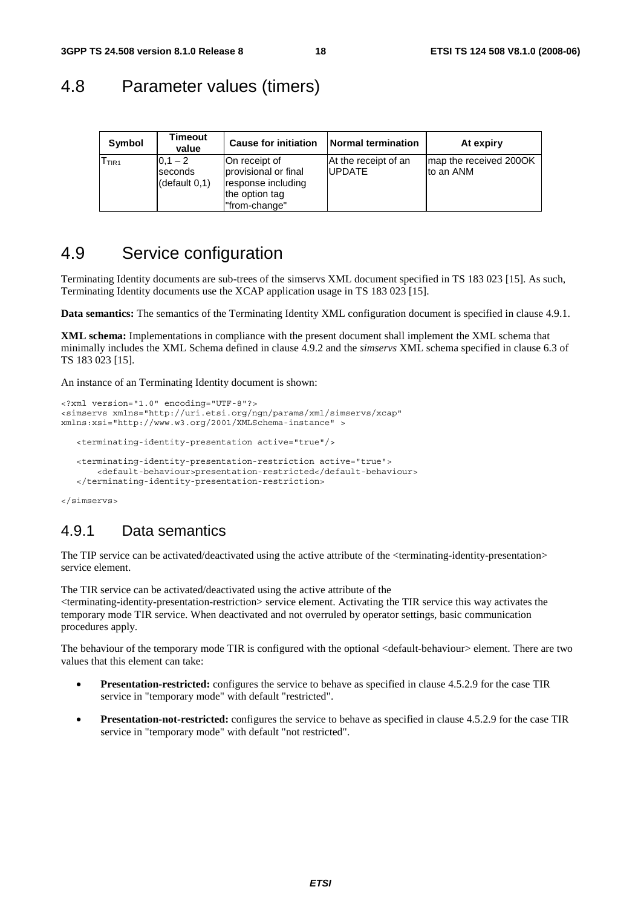## 4.8 Parameter values (timers)

| Symbol | Timeout value | Cause for initiation | Normal termination | At expiry |
| --- | --- | --- | --- | --- |
| $T_{TIR1}$ | 0,1 – 2 seconds (default 0,1) | On receipt of provisional or final response including the option tag "from-change" | At the receipt of an UPDATE | map the received 200OK to an ANM |

## 4.9 Service configuration

Terminating Identity documents are sub-trees of the simservs XML document specified in TS 183 023 [15]. As such, Terminating Identity documents use the XCAP application usage in TS 183 023 [15].

**Data semantics:** The semantics of the Terminating Identity XML configuration document is specified in clause 4.9.1.

**XML schema:** Implementations in compliance with the present document shall implement the XML schema that minimally includes the XML Schema defined in clause 4.9.2 and the *simservs* XML schema specified in clause 6.3 of TS 183 023 [15].

An instance of an Terminating Identity document is shown:

```
<?xml version="1.0" encoding="UTF-8"?>
<simservs xmlns="http://uri.etsi.org/ngn/params/xml/simservs/xcap"
xmlns:xsi="http://www.w3.org/2001/XMLSchema-instance" >

   <terminating-identity-presentation active="true"/>

   <terminating-identity-presentation-restriction active="true">
       <default-behaviour>presentation-restricted</default-behaviour>
   </terminating-identity-presentation-restriction>

</simservs>
```

### 4.9.1 Data semantics

The TIP service can be activated/deactivated using the active attribute of the <terminating-identity-presentation> service element.

The TIR service can be activated/deactivated using the active attribute of the <terminating-identity-presentation-restriction> service element. Activating the TIR service this way activates the temporary mode TIR service. When deactivated and not overruled by operator settings, basic communication procedures apply.

The behaviour of the temporary mode TIR is configured with the optional <default-behaviour> element. There are two values that this element can take:

- **Presentation-restricted:** configures the service to behave as specified in clause 4.5.2.9 for the case TIR service in "temporary mode" with default "restricted".
- **Presentation-not-restricted:** configures the service to behave as specified in clause 4.5.2.9 for the case TIR service in "temporary mode" with default "not restricted".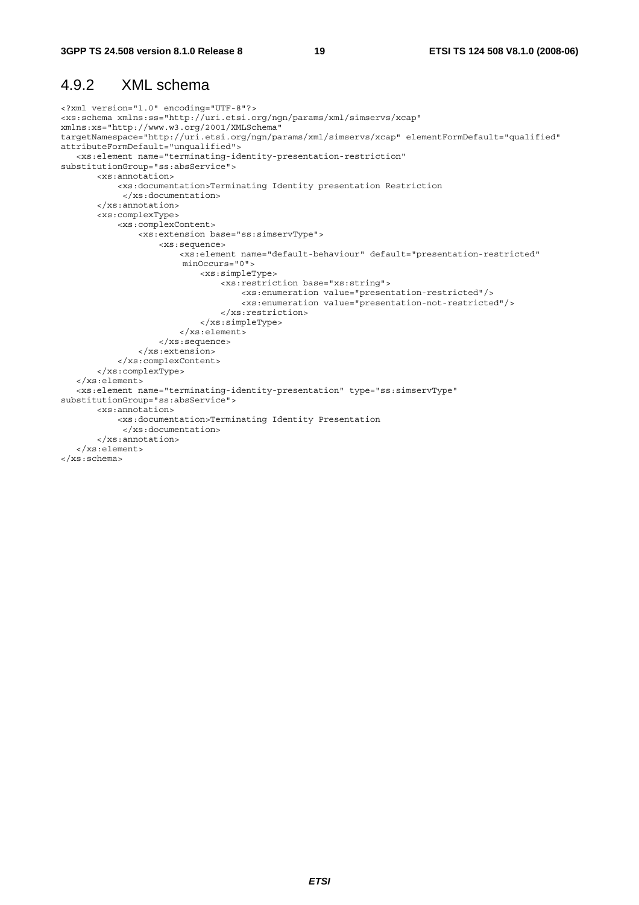## 4.9.2 XML schema

```
<?xml version="1.0" encoding="UTF-8"?>
<xs:schema xmlns:ss="http://uri.etsi.org/ngn/params/xml/simservs/xcap"
xmlns:xs="http://www.w3.org/2001/XMLSchema"
targetNamespace="http://uri.etsi.org/ngn/params/xml/simservs/xcap" elementFormDefault="qualified"
attributeFormDefault="unqualified">
   <xs:element name="terminating-identity-presentation-restriction"
substitutionGroup="ss:absService">
       <xs:annotation>
           <xs:documentation>Terminating Identity presentation Restriction
            </xs:documentation>
       </xs:annotation>
       <xs:complexType>
           <xs:complexContent>
               <xs:extension base="ss:simservType">
                   <xs:sequence>
                       <xs:element name="default-behaviour" default="presentation-restricted"
                        minOccurs="0">
                           <xs:simpleType>
                               <xs:restriction base="xs:string">
                                   <xs:enumeration value="presentation-restricted"/>
                                   <xs:enumeration value="presentation-not-restricted"/>
                               </xs:restriction>
                           </xs:simpleType>
                       </xs:element>
                   </xs:sequence>
               </xs:extension>
           </xs:complexContent>
       </xs:complexType>
   </xs:element>
   <xs:element name="terminating-identity-presentation" type="ss:simservType"
substitutionGroup="ss:absService">
       <xs:annotation>
           <xs:documentation>Terminating Identity Presentation
            </xs:documentation>
       </xs:annotation>
   </xs:element>
</xs:schema>
```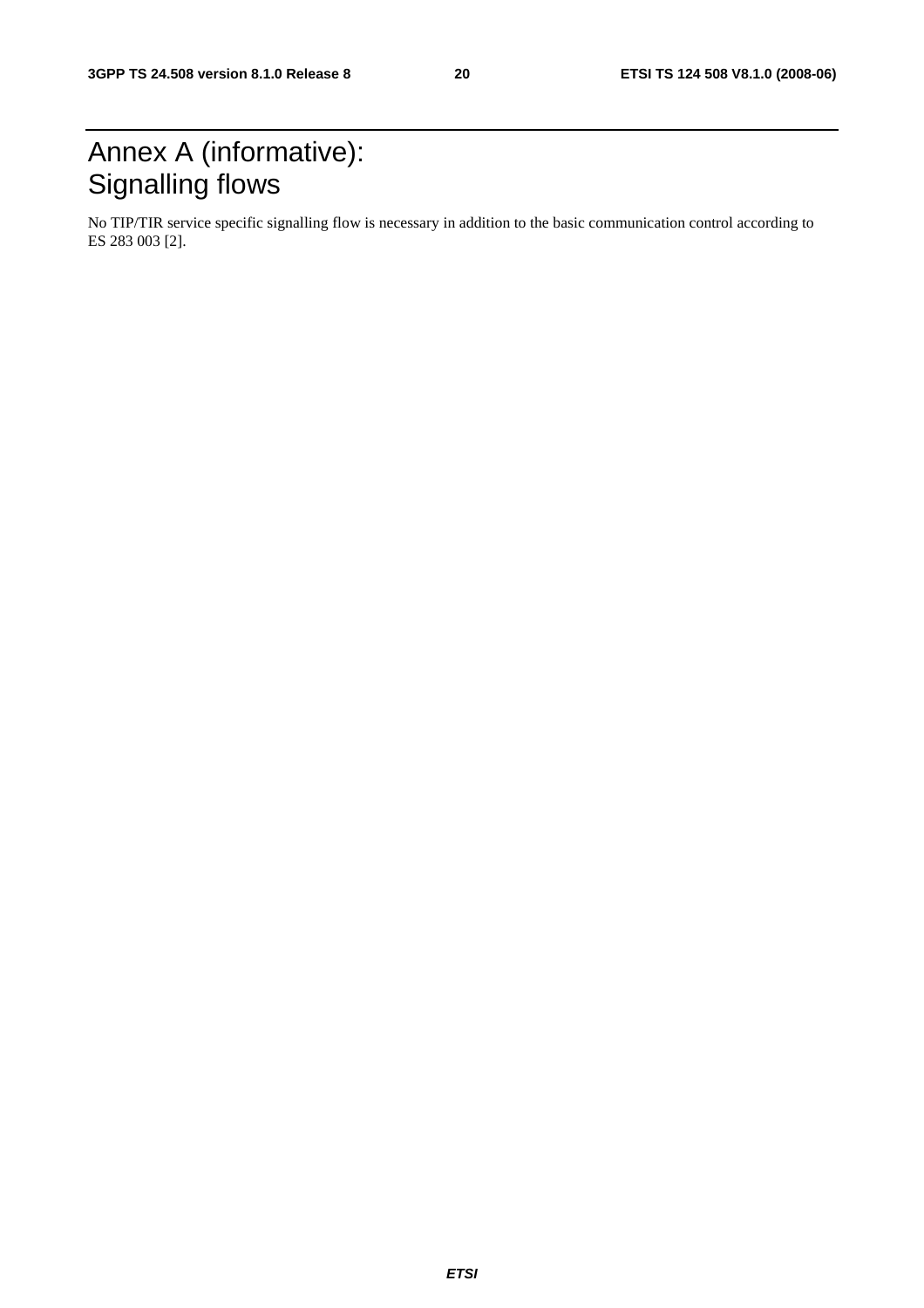# Annex A (informative): Signalling flows

No TIP/TIR service specific signalling flow is necessary in addition to the basic communication control according to ES 283 003 [2].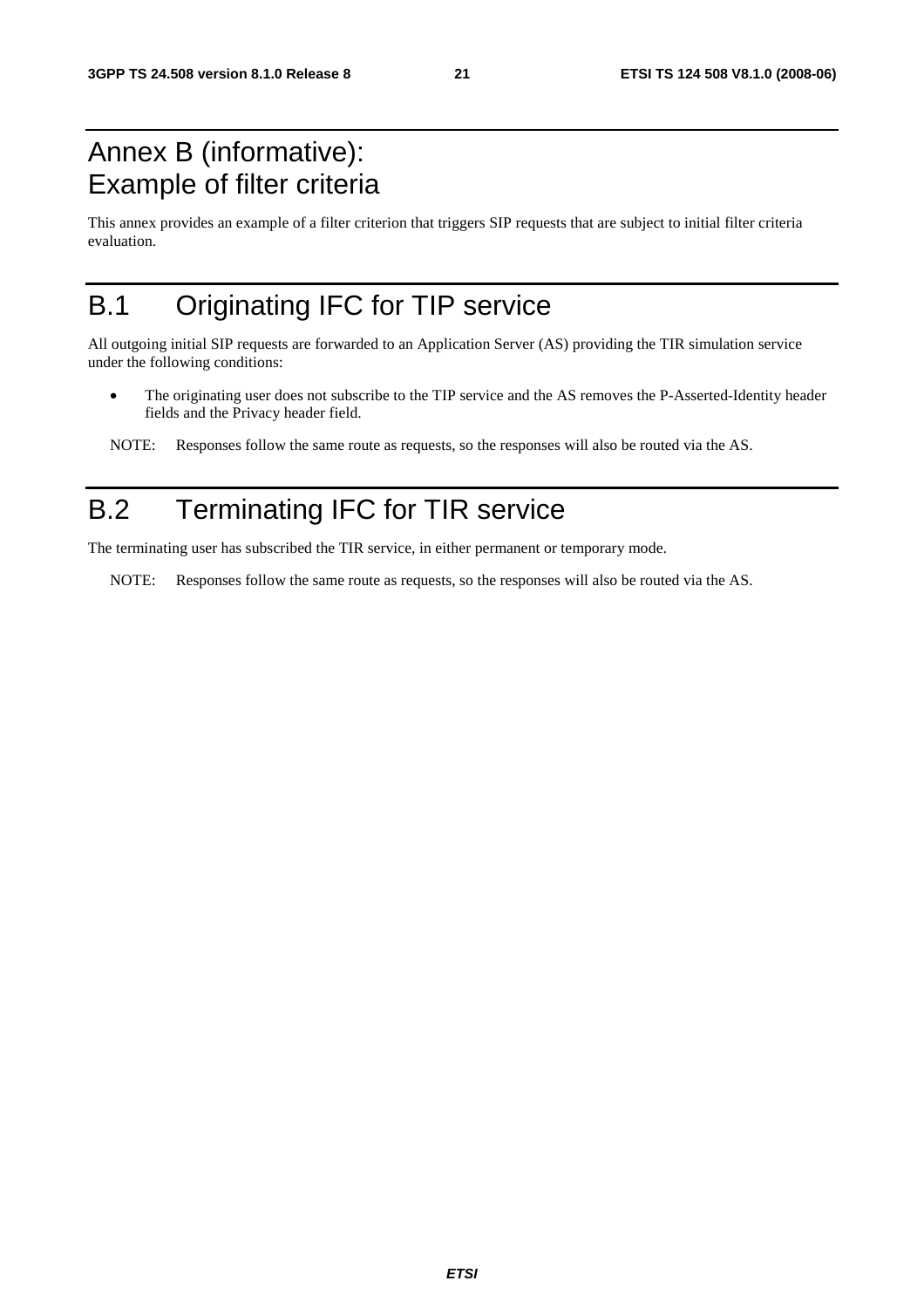# Annex B (informative): Example of filter criteria

This annex provides an example of a filter criterion that triggers SIP requests that are subject to initial filter criteria evaluation.

# B.1 Originating IFC for TIP service

All outgoing initial SIP requests are forwarded to an Application Server (AS) providing the TIR simulation service under the following conditions:

- The originating user does not subscribe to the TIP service and the AS removes the P-Asserted-Identity header fields and the Privacy header field.

NOTE: Responses follow the same route as requests, so the responses will also be routed via the AS.

# B.2 Terminating IFC for TIR service

The terminating user has subscribed the TIR service, in either permanent or temporary mode.

NOTE: Responses follow the same route as requests, so the responses will also be routed via the AS.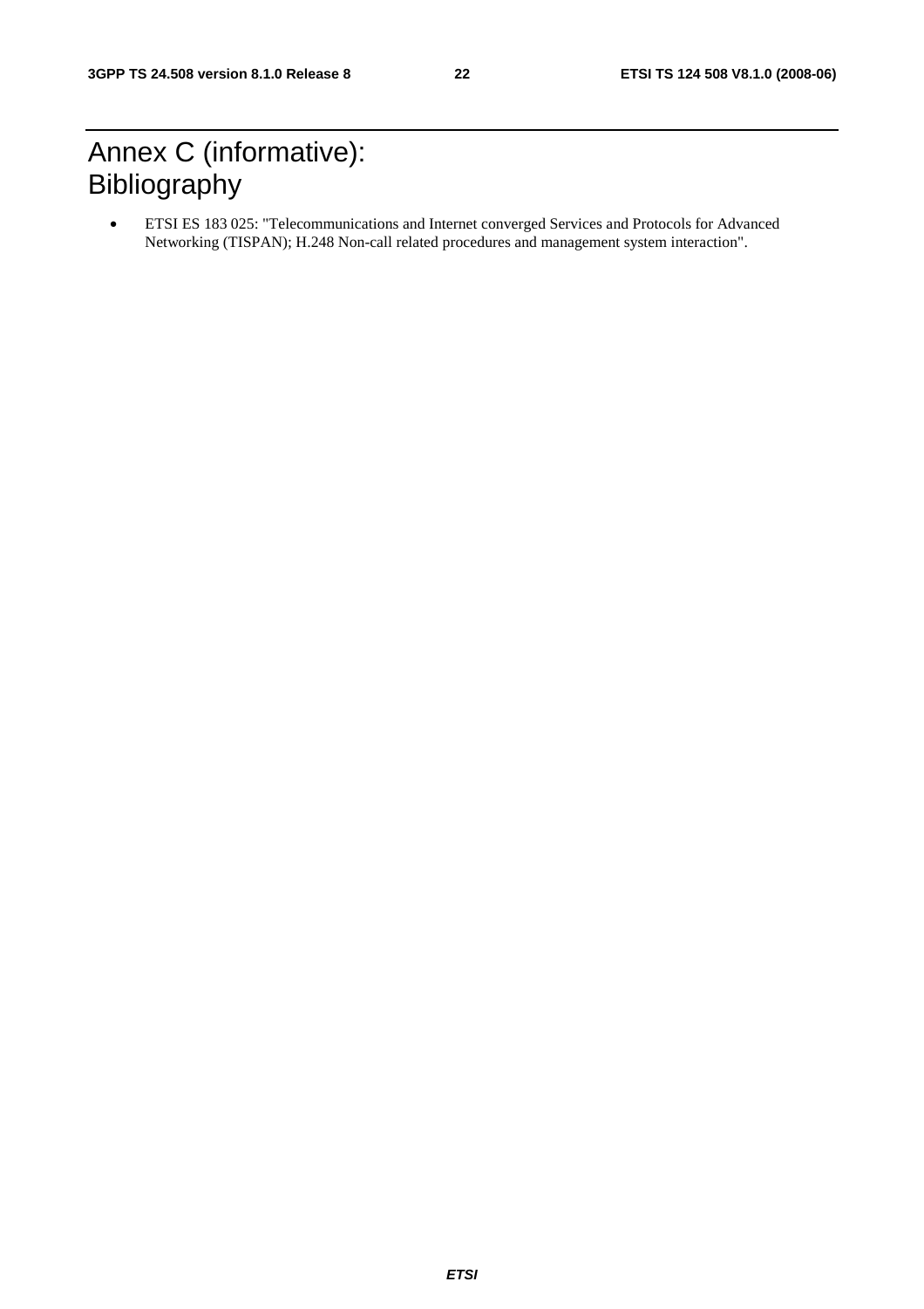# Annex C (informative): Bibliography

- ETSI ES 183 025: "Telecommunications and Internet converged Services and Protocols for Advanced Networking (TISPAN); H.248 Non-call related procedures and management system interaction".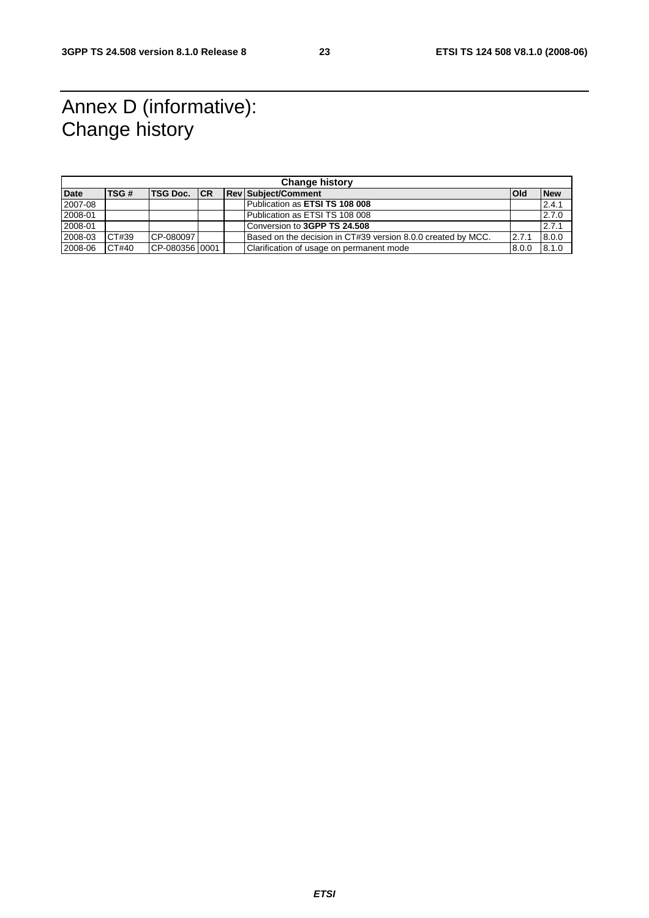# Annex D (informative): Change history

| Change history | | | | | | | |
|---|---|---|---|---|---|---|---|
| **Date** | **TSG #** | **TSG Doc.** | **CR** | **Rev** | **Subject/Comment** | **Old** | **New** |
| 2007-08 | | | | | Publication as **ETSI TS 108 008** | | 2.4.1 |
| 2008-01 | | | | | Publication as ETSI TS 108 008 | | 2.7.0 |
| 2008-01 | | | | | Conversion to **3GPP TS 24.508** | | 2.7.1 |
| 2008-03 | CT#39 | CP-080097 | | | Based on the decision in CT#39 version 8.0.0 created by MCC. | 2.7.1 | 8.0.0 |
| 2008-06 | CT#40 | CP-080356 | 0001 | | Clarification of usage on permanent mode | 8.0.0 | 8.1.0 |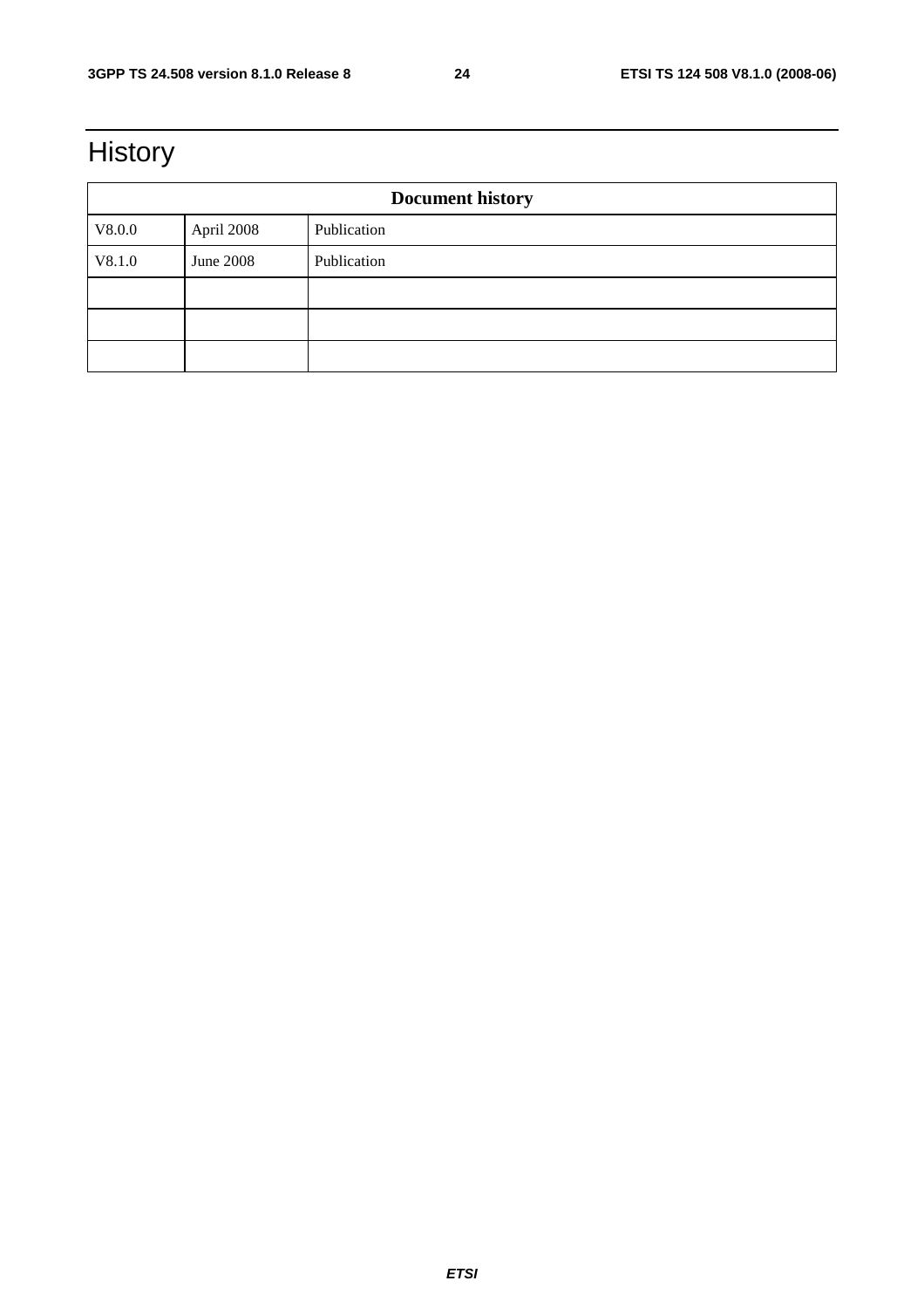# History

| Document history | | |
|---|---|---|
| V8.0.0 | April 2008 | Publication |
| V8.1.0 | June 2008 | Publication |
| | | |
| | | |
| | | |